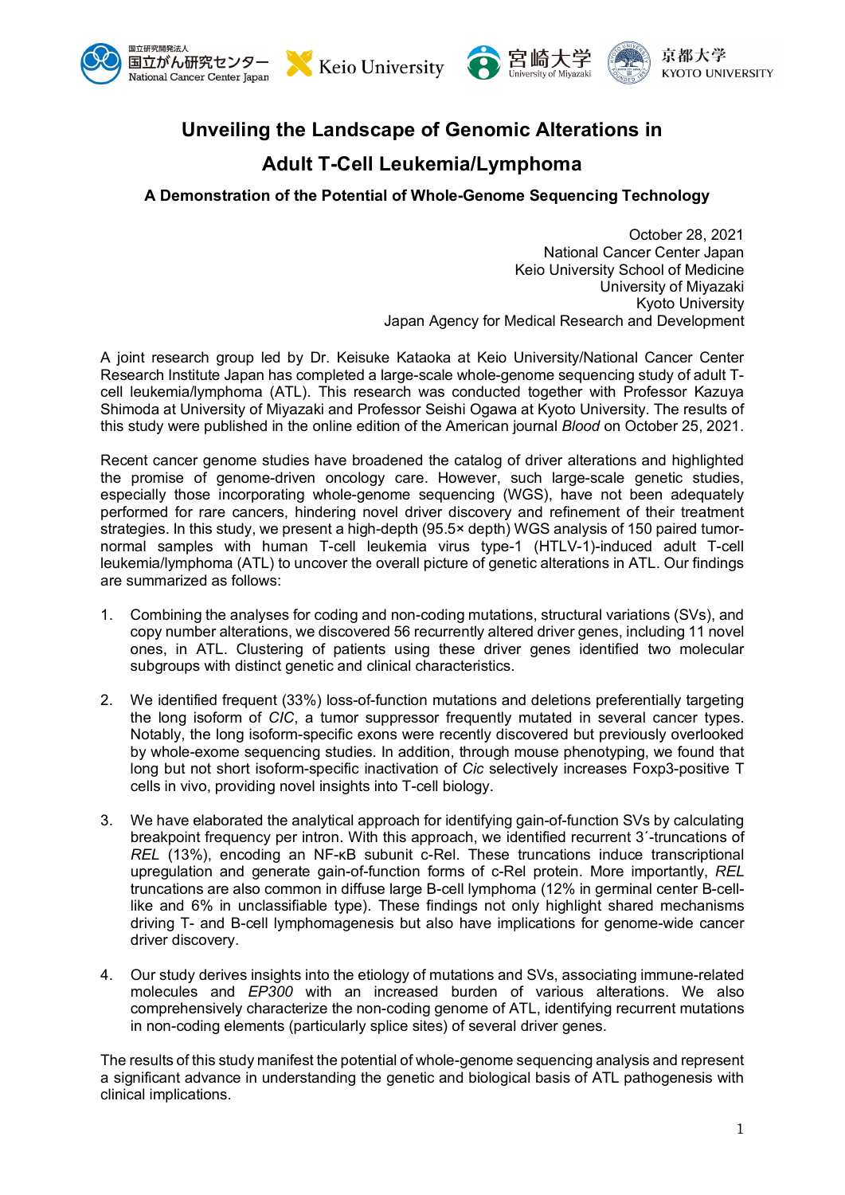国立研究開発法人 国立がん研究センター National Cancer Center Japan | Keio University | 宮崎大学 University of Miyazaki | 京都大学 KYOTO UNIVERSITY

# Unveiling the Landscape of Genomic Alterations in Adult T-Cell Leukemia/Lymphoma

### A Demonstration of the Potential of Whole-Genome Sequencing Technology

October 28, 2021
National Cancer Center Japan
Keio University School of Medicine
University of Miyazaki
Kyoto University
Japan Agency for Medical Research and Development

A joint research group led by Dr. Keisuke Kataoka at Keio University/National Cancer Center Research Institute Japan has completed a large-scale whole-genome sequencing study of adult T-cell leukemia/lymphoma (ATL). This research was conducted together with Professor Kazuya Shimoda at University of Miyazaki and Professor Seishi Ogawa at Kyoto University. The results of this study were published in the online edition of the American journal *Blood* on October 25, 2021.

Recent cancer genome studies have broadened the catalog of driver alterations and highlighted the promise of genome-driven oncology care. However, such large-scale genetic studies, especially those incorporating whole-genome sequencing (WGS), have not been adequately performed for rare cancers, hindering novel driver discovery and refinement of their treatment strategies. In this study, we present a high-depth (95.5× depth) WGS analysis of 150 paired tumor-normal samples with human T-cell leukemia virus type-1 (HTLV-1)-induced adult T-cell leukemia/lymphoma (ATL) to uncover the overall picture of genetic alterations in ATL. Our findings are summarized as follows:

1. Combining the analyses for coding and non-coding mutations, structural variations (SVs), and copy number alterations, we discovered 56 recurrently altered driver genes, including 11 novel ones, in ATL. Clustering of patients using these driver genes identified two molecular subgroups with distinct genetic and clinical characteristics.

2. We identified frequent (33%) loss-of-function mutations and deletions preferentially targeting the long isoform of *CIC*, a tumor suppressor frequently mutated in several cancer types. Notably, the long isoform-specific exons were recently discovered but previously overlooked by whole-exome sequencing studies. In addition, through mouse phenotyping, we found that long but not short isoform-specific inactivation of *Cic* selectively increases Foxp3-positive T cells in vivo, providing novel insights into T-cell biology.

3. We have elaborated the analytical approach for identifying gain-of-function SVs by calculating breakpoint frequency per intron. With this approach, we identified recurrent 3´-truncations of *REL* (13%), encoding an NF-κB subunit c-Rel. These truncations induce transcriptional upregulation and generate gain-of-function forms of c-Rel protein. More importantly, *REL* truncations are also common in diffuse large B-cell lymphoma (12% in germinal center B-cell-like and 6% in unclassifiable type). These findings not only highlight shared mechanisms driving T- and B-cell lymphomagenesis but also have implications for genome-wide cancer driver discovery.

4. Our study derives insights into the etiology of mutations and SVs, associating immune-related molecules and *EP300* with an increased burden of various alterations. We also comprehensively characterize the non-coding genome of ATL, identifying recurrent mutations in non-coding elements (particularly splice sites) of several driver genes.

The results of this study manifest the potential of whole-genome sequencing analysis and represent a significant advance in understanding the genetic and biological basis of ATL pathogenesis with clinical implications.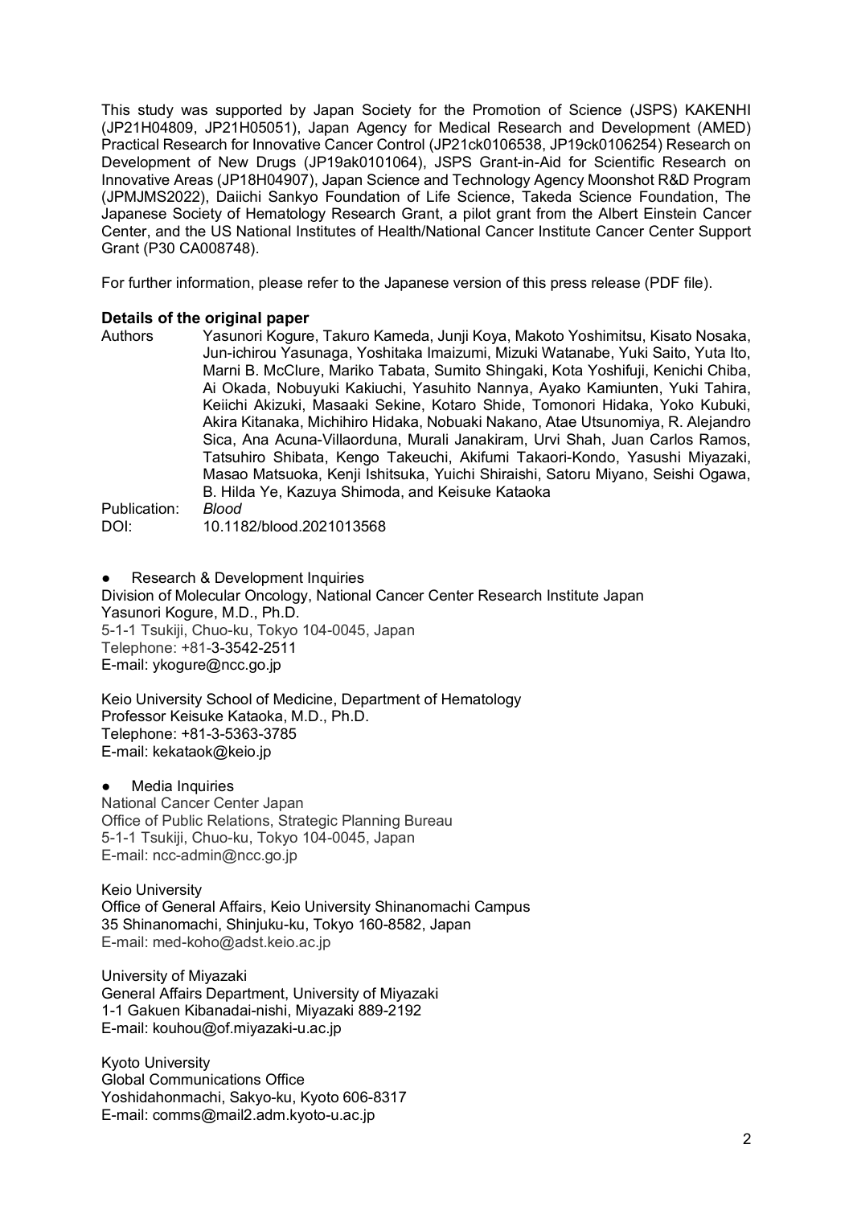This study was supported by Japan Society for the Promotion of Science (JSPS) KAKENHI (JP21H04809, JP21H05051), Japan Agency for Medical Research and Development (AMED) Practical Research for Innovative Cancer Control (JP21ck0106538, JP19ck0106254) Research on Development of New Drugs (JP19ak0101064), JSPS Grant-in-Aid for Scientific Research on Innovative Areas (JP18H04907), Japan Science and Technology Agency Moonshot R&D Program (JPMJMS2022), Daiichi Sankyo Foundation of Life Science, Takeda Science Foundation, The Japanese Society of Hematology Research Grant, a pilot grant from the Albert Einstein Cancer Center, and the US National Institutes of Health/National Cancer Institute Cancer Center Support Grant (P30 CA008748).

For further information, please refer to the Japanese version of this press release (PDF file).

**Details of the original paper**

Authors: Yasunori Kogure, Takuro Kameda, Junji Koya, Makoto Yoshimitsu, Kisato Nosaka, Jun-ichirou Yasunaga, Yoshitaka Imaizumi, Mizuki Watanabe, Yuki Saito, Yuta Ito, Marni B. McClure, Mariko Tabata, Sumito Shingaki, Kota Yoshifuji, Kenichi Chiba, Ai Okada, Nobuyuki Kakiuchi, Yasuhito Nannya, Ayako Kamiunten, Yuki Tahira, Keiichi Akizuki, Masaaki Sekine, Kotaro Shide, Tomonori Hidaka, Yoko Kubuki, Akira Kitanaka, Michihiro Hidaka, Nobuaki Nakano, Atae Utsunomiya, R. Alejandro Sica, Ana Acuna-Villaorduna, Murali Janakiram, Urvi Shah, Juan Carlos Ramos, Tatsuhiro Shibata, Kengo Takeuchi, Akifumi Takaori-Kondo, Yasushi Miyazaki, Masao Matsuoka, Kenji Ishitsuka, Yuichi Shiraishi, Satoru Miyano, Seishi Ogawa, B. Hilda Ye, Kazuya Shimoda, and Keisuke Kataoka

Publication: *Blood*

DOI: 10.1182/blood.2021013568

- Research & Development Inquiries

Division of Molecular Oncology, National Cancer Center Research Institute Japan
Yasunori Kogure, M.D., Ph.D.
5-1-1 Tsukiji, Chuo-ku, Tokyo 104-0045, Japan
Telephone: +81-3-3542-2511
E-mail: ykogure@ncc.go.jp

Keio University School of Medicine, Department of Hematology
Professor Keisuke Kataoka, M.D., Ph.D.
Telephone: +81-3-5363-3785
E-mail: kekataok@keio.jp

- Media Inquiries

National Cancer Center Japan
Office of Public Relations, Strategic Planning Bureau
5-1-1 Tsukiji, Chuo-ku, Tokyo 104-0045, Japan
E-mail: ncc-admin@ncc.go.jp

Keio University
Office of General Affairs, Keio University Shinanomachi Campus
35 Shinanomachi, Shinjuku-ku, Tokyo 160-8582, Japan
E-mail: med-koho@adst.keio.ac.jp

University of Miyazaki
General Affairs Department, University of Miyazaki
1-1 Gakuen Kibanadai-nishi, Miyazaki 889-2192
E-mail: kouhou@of.miyazaki-u.ac.jp

Kyoto University
Global Communications Office
Yoshidahonmachi, Sakyo-ku, Kyoto 606-8317
E-mail: comms@mail2.adm.kyoto-u.ac.jp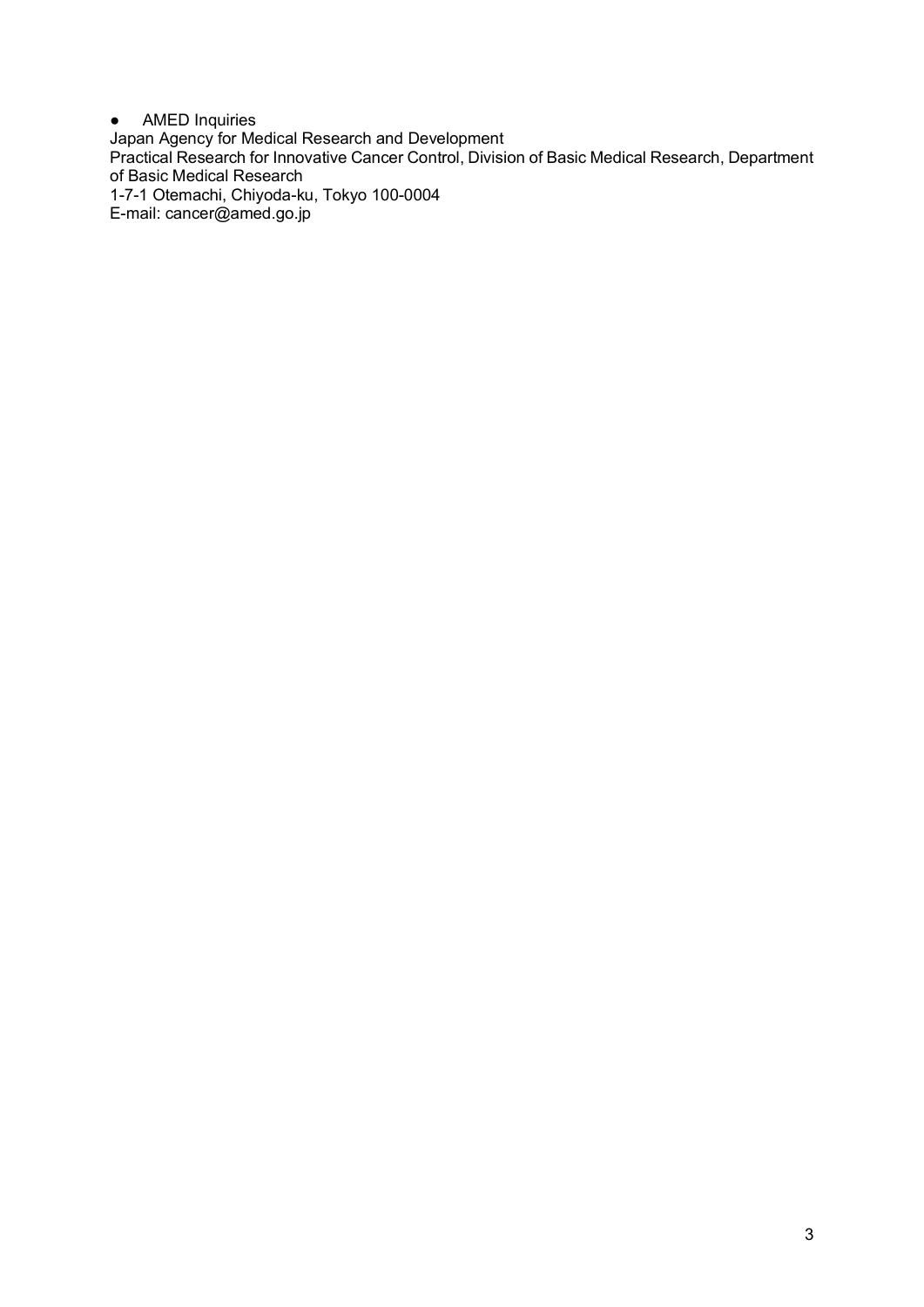- AMED Inquiries

Japan Agency for Medical Research and Development
Practical Research for Innovative Cancer Control, Division of Basic Medical Research, Department of Basic Medical Research
1-7-1 Otemachi, Chiyoda-ku, Tokyo 100-0004
E-mail: cancer@amed.go.jp